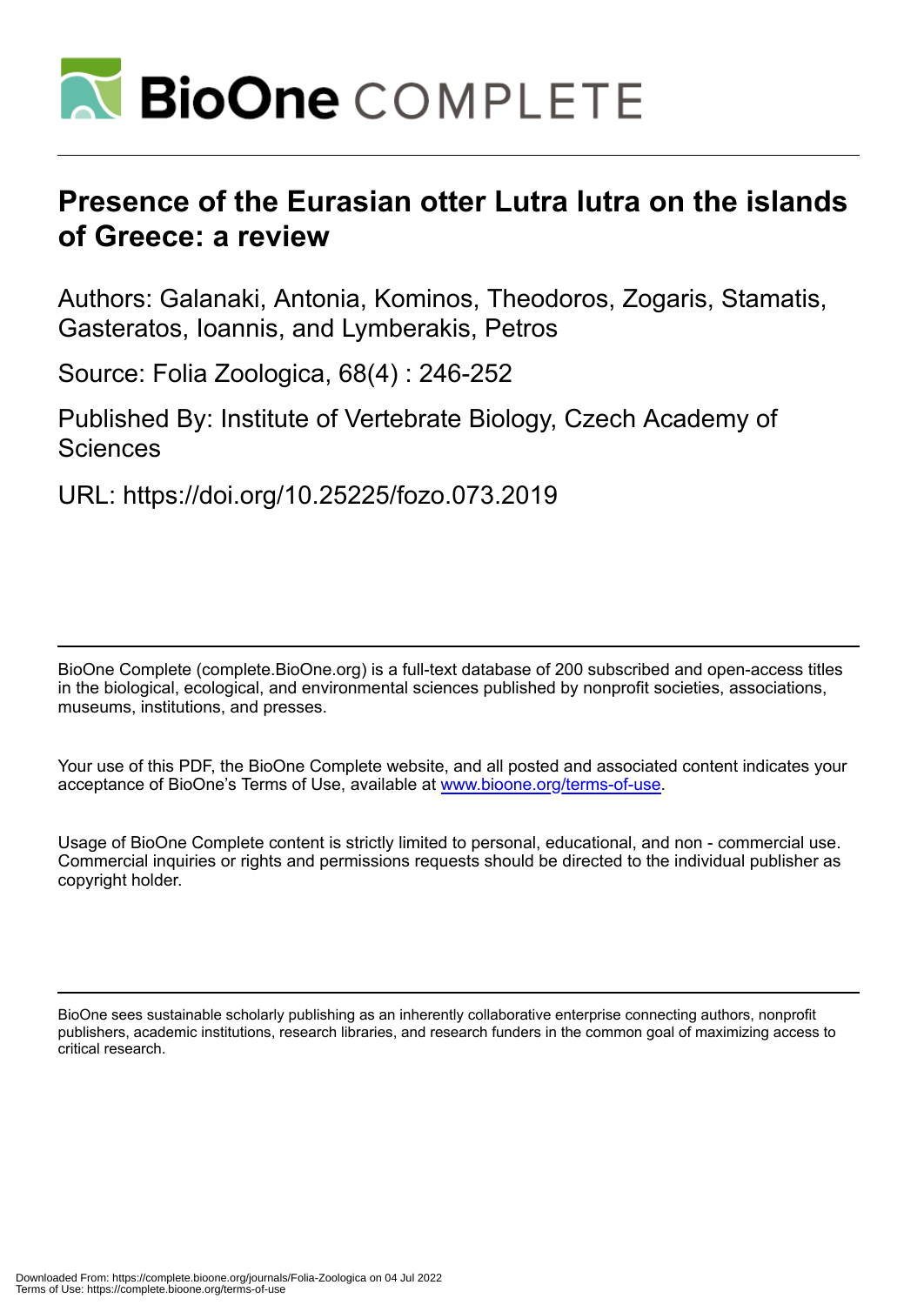# Presence of the Eurasian otter Lutra lutra on the islands of Greece: a review

Authors: Galanaki, Antonia, Kominos, Theodoros, Zogaris, Stamatis, Gasteratos, Ioannis, and Lymberakis, Petros

Source: Folia Zoologica, 68(4) : 246-252

Published By: Institute of Vertebrate Biology, Czech Academy of Sciences

URL: https://doi.org/10.25225/fozo.073.2019

BioOne Complete (complete.BioOne.org) is a full-text database of 200 subscribed and open-access titles in the biological, ecological, and environmental sciences published by nonprofit societies, associations, museums, institutions, and presses.

Your use of this PDF, the BioOne Complete website, and all posted and associated content indicates your acceptance of BioOne's Terms of Use, available at www.bioone.org/terms-of-use.

Usage of BioOne Complete content is strictly limited to personal, educational, and non - commercial use. Commercial inquiries or rights and permissions requests should be directed to the individual publisher as copyright holder.

BioOne sees sustainable scholarly publishing as an inherently collaborative enterprise connecting authors, nonprofit publishers, academic institutions, research libraries, and research funders in the common goal of maximizing access to critical research.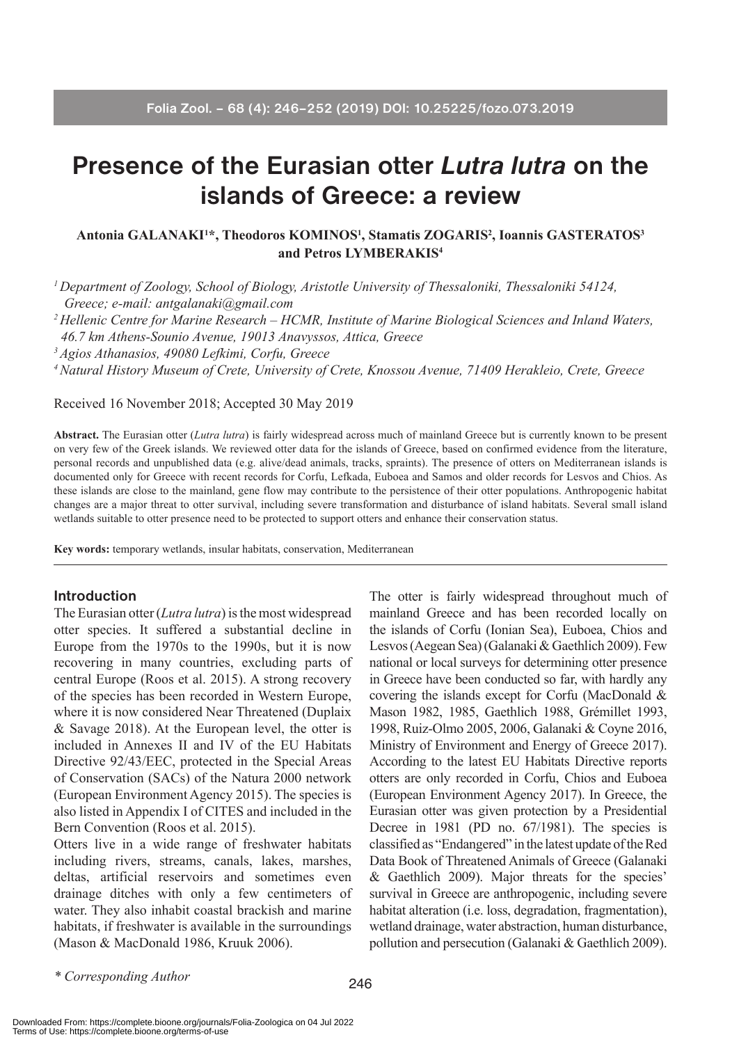# Presence of the Eurasian otter *Lutra lutra* on the islands of Greece: a review

**Antonia GALANAKI[1]\*, Theodoros KOMINOS[1], Stamatis ZOGARIS[2], Ioannis GASTERATOS[3] and Petros LYMBERAKIS[4]**

[1] *Department of Zoology, School of Biology, Aristotle University of Thessaloniki, Thessaloniki 54124, Greece; e-mail: antgalanaki@gmail.com*

[2] *Hellenic Centre for Marine Research – HCMR, Institute of Marine Biological Sciences and Inland Waters, 46.7 km Athens-Sounio Avenue, 19013 Anavyssos, Attica, Greece*

[3] *Agios Athanasios, 49080 Lefkimi, Corfu, Greece*

[4] *Natural History Museum of Crete, University of Crete, Knossou Avenue, 71409 Herakleio, Crete, Greece*

Received 16 November 2018; Accepted 30 May 2019

**Abstract.** The Eurasian otter (*Lutra lutra*) is fairly widespread across much of mainland Greece but is currently known to be present on very few of the Greek islands. We reviewed otter data for the islands of Greece, based on confirmed evidence from the literature, personal records and unpublished data (e.g. alive/dead animals, tracks, spraints). The presence of otters on Mediterranean islands is documented only for Greece with recent records for Corfu, Lefkada, Euboea and Samos and older records for Lesvos and Chios. As these islands are close to the mainland, gene flow may contribute to the persistence of their otter populations. Anthropogenic habitat changes are a major threat to otter survival, including severe transformation and disturbance of island habitats. Several small island wetlands suitable to otter presence need to be protected to support otters and enhance their conservation status.

**Key words:** temporary wetlands, insular habitats, conservation, Mediterranean

## Introduction

The Eurasian otter (*Lutra lutra*) is the most widespread otter species. It suffered a substantial decline in Europe from the 1970s to the 1990s, but it is now recovering in many countries, excluding parts of central Europe (Roos et al. 2015). A strong recovery of the species has been recorded in Western Europe, where it is now considered Near Threatened (Duplaix & Savage 2018). At the European level, the otter is included in Annexes II and IV of the EU Habitats Directive 92/43/EEC, protected in the Special Areas of Conservation (SACs) of the Natura 2000 network (European Environment Agency 2015). The species is also listed in Appendix I of CITES and included in the Bern Convention (Roos et al. 2015).

Otters live in a wide range of freshwater habitats including rivers, streams, canals, lakes, marshes, deltas, artificial reservoirs and sometimes even drainage ditches with only a few centimeters of water. They also inhabit coastal brackish and marine habitats, if freshwater is available in the surroundings (Mason & MacDonald 1986, Kruuk 2006).

The otter is fairly widespread throughout much of mainland Greece and has been recorded locally on the islands of Corfu (Ionian Sea), Euboea, Chios and Lesvos (Aegean Sea) (Galanaki & Gaethlich 2009). Few national or local surveys for determining otter presence in Greece have been conducted so far, with hardly any covering the islands except for Corfu (MacDonald & Mason 1982, 1985, Gaethlich 1988, Grémillet 1993, 1998, Ruiz-Olmo 2005, 2006, Galanaki & Coyne 2016, Ministry of Environment and Energy of Greece 2017). According to the latest EU Habitats Directive reports otters are only recorded in Corfu, Chios and Euboea (European Environment Agency 2017). In Greece, the Eurasian otter was given protection by a Presidential Decree in 1981 (PD no. 67/1981). The species is classified as "Endangered" in the latest update of the Red Data Book of Threatened Animals of Greece (Galanaki & Gaethlich 2009). Major threats for the species' survival in Greece are anthropogenic, including severe habitat alteration (i.e. loss, degradation, fragmentation), wetland drainage, water abstraction, human disturbance, pollution and persecution (Galanaki & Gaethlich 2009).

\* *Corresponding Author*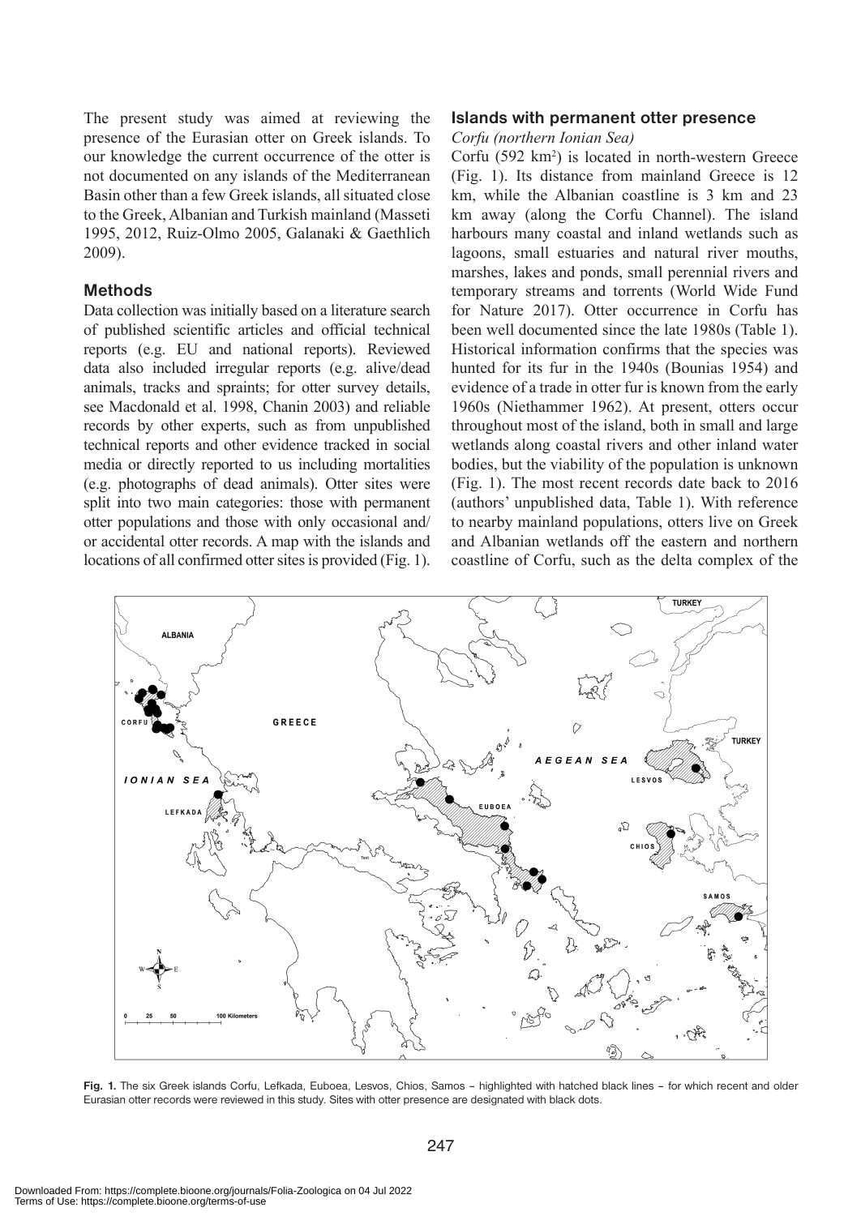The present study was aimed at reviewing the presence of the Eurasian otter on Greek islands. To our knowledge the current occurrence of the otter is not documented on any islands of the Mediterranean Basin other than a few Greek islands, all situated close to the Greek, Albanian and Turkish mainland (Masseti 1995, 2012, Ruiz-Olmo 2005, Galanaki & Gaethlich 2009).

## Methods

Data collection was initially based on a literature search of published scientific articles and official technical reports (e.g. EU and national reports). Reviewed data also included irregular reports (e.g. alive/dead animals, tracks and spraints; for otter survey details, see Macdonald et al. 1998, Chanin 2003) and reliable records by other experts, such as from unpublished technical reports and other evidence tracked in social media or directly reported to us including mortalities (e.g. photographs of dead animals). Otter sites were split into two main categories: those with permanent otter populations and those with only occasional and/or accidental otter records. A map with the islands and locations of all confirmed otter sites is provided (Fig. 1).

## Islands with permanent otter presence

### *Corfu (northern Ionian Sea)*

Corfu (592 km$^2$) is located in north-western Greece (Fig. 1). Its distance from mainland Greece is 12 km, while the Albanian coastline is 3 km and 23 km away (along the Corfu Channel). The island harbours many coastal and inland wetlands such as lagoons, small estuaries and natural river mouths, marshes, lakes and ponds, small perennial rivers and temporary streams and torrents (World Wide Fund for Nature 2017). Otter occurrence in Corfu has been well documented since the late 1980s (Table 1). Historical information confirms that the species was hunted for its fur in the 1940s (Bounias 1954) and evidence of a trade in otter fur is known from the early 1960s (Niethammer 1962). At present, otters occur throughout most of the island, both in small and large wetlands along coastal rivers and other inland water bodies, but the viability of the population is unknown (Fig. 1). The most recent records date back to 2016 (authors' unpublished data, Table 1). With reference to nearby mainland populations, otters live on Greek and Albanian wetlands off the eastern and northern coastline of Corfu, such as the delta complex of the

**Fig. 1.** The six Greek islands Corfu, Lefkada, Euboea, Lesvos, Chios, Samos – highlighted with hatched black lines – for which recent and older Eurasian otter records were reviewed in this study. Sites with otter presence are designated with black dots.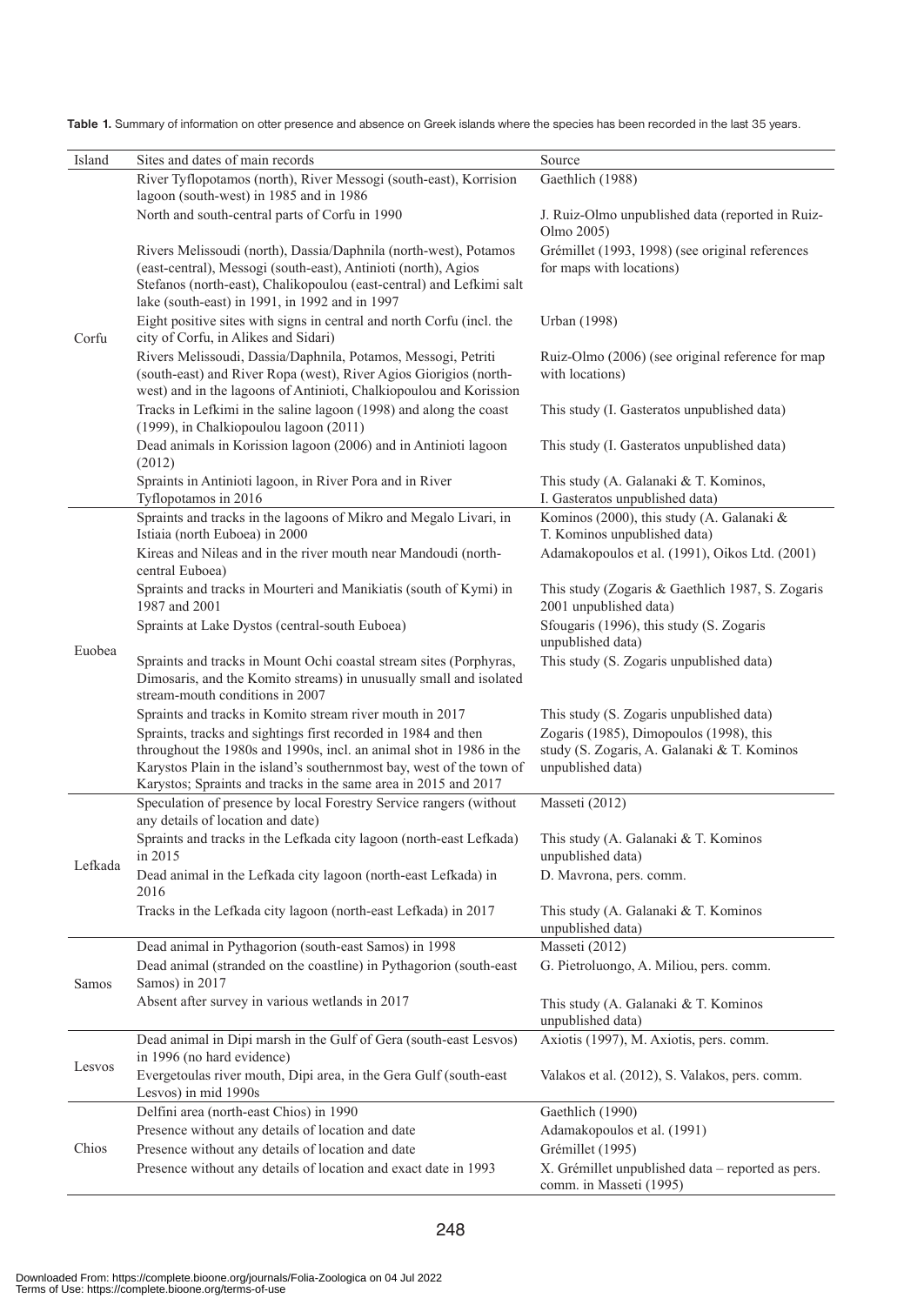**Table 1.** Summary of information on otter presence and absence on Greek islands where the species has been recorded in the last 35 years.

| Island | Sites and dates of main records | Source |
|---|---|---|
| Corfu | River Tyflopotamos (north), River Messogi (south-east), Korrision lagoon (south-west) in 1985 and in 1986 | Gaethlich (1988) |
| | North and south-central parts of Corfu in 1990 | J. Ruiz-Olmo unpublished data (reported in Ruiz-Olmo 2005) |
| | Rivers Melissoudi (north), Dassia/Daphnila (north-west), Potamos (east-central), Messogi (south-east), Antinioti (north), Agios Stefanos (north-east), Chalikopoulou (east-central) and Lefkimi salt lake (south-east) in 1991, in 1992 and in 1997 | Grémillet (1993, 1998) (see original references for maps with locations) |
| | Eight positive sites with signs in central and north Corfu (incl. the city of Corfu, in Alikes and Sidari) | Urban (1998) |
| | Rivers Melissoudi, Dassia/Daphnila, Potamos, Messogi, Petriti (south-east) and River Ropa (west), River Agios Giorigios (north-west) and in the lagoons of Antinioti, Chalkiopoulou and Korission | Ruiz-Olmo (2006) (see original reference for map with locations) |
| | Tracks in Lefkimi in the saline lagoon (1998) and along the coast (1999), in Chalkiopoulou lagoon (2011) | This study (I. Gasteratos unpublished data) |
| | Dead animals in Korission lagoon (2006) and in Antinioti lagoon (2012) | This study (I. Gasteratos unpublished data) |
| | Spraints in Antinioti lagoon, in River Pora and in River Tyflopotamos in 2016 | This study (A. Galanaki & T. Kominos, I. Gasteratos unpublished data) |
| Euobea | Spraints and tracks in the lagoons of Mikro and Megalo Livari, in Istiaia (north Euboea) in 2000 | Kominos (2000), this study (A. Galanaki & T. Kominos unpublished data) |
| | Kireas and Nileas and in the river mouth near Mandoudi (north-central Euboea) | Adamakopoulos et al. (1991), Oikos Ltd. (2001) |
| | Spraints and tracks in Mourteri and Manikiatis (south of Kymi) in 1987 and 2001 | This study (Zogaris & Gaethlich 1987, S. Zogaris 2001 unpublished data) |
| | Spraints at Lake Dystos (central-south Euboea) | Sfougaris (1996), this study (S. Zogaris unpublished data) |
| | Spraints and tracks in Mount Ochi coastal stream sites (Porphyras, Dimosaris, and the Komito streams) in unusually small and isolated stream-mouth conditions in 2007 | This study (S. Zogaris unpublished data) |
| | Spraints and tracks in Komito stream river mouth in 2017 | This study (S. Zogaris unpublished data) |
| | Spraints, tracks and sightings first recorded in 1984 and then throughout the 1980s and 1990s, incl. an animal shot in 1986 in the Karystos Plain in the island's southernmost bay, west of the town of Karystos; Spraints and tracks in the same area in 2015 and 2017 | Zogaris (1985), Dimopoulos (1998), this study (S. Zogaris, A. Galanaki & T. Kominos unpublished data) |
| Lefkada | Speculation of presence by local Forestry Service rangers (without any details of location and date) | Masseti (2012) |
| | Spraints and tracks in the Lefkada city lagoon (north-east Lefkada) in 2015 | This study (A. Galanaki & T. Kominos unpublished data) |
| | Dead animal in the Lefkada city lagoon (north-east Lefkada) in 2016 | D. Mavrona, pers. comm. |
| | Tracks in the Lefkada city lagoon (north-east Lefkada) in 2017 | This study (A. Galanaki & T. Kominos unpublished data) |
| Samos | Dead animal in Pythagorion (south-east Samos) in 1998 | Masseti (2012) |
| | Dead animal (stranded on the coastline) in Pythagorion (south-east Samos) in 2017 | G. Pietroluongo, A. Miliou, pers. comm. |
| | Absent after survey in various wetlands in 2017 | This study (A. Galanaki & T. Kominos unpublished data) |
| Lesvos | Dead animal in Dipi marsh in the Gulf of Gera (south-east Lesvos) in 1996 (no hard evidence) | Axiotis (1997), M. Axiotis, pers. comm. |
| | Evergetoulas river mouth, Dipi area, in the Gera Gulf (south-east Lesvos) in mid 1990s | Valakos et al. (2012), S. Valakos, pers. comm. |
| Chios | Delfini area (north-east Chios) in 1990 | Gaethlich (1990) |
| | Presence without any details of location and date | Adamakopoulos et al. (1991) |
| | Presence without any details of location and date | Grémillet (1995) |
| | Presence without any details of location and exact date in 1993 | X. Grémillet unpublished data – reported as pers. comm. in Masseti (1995) |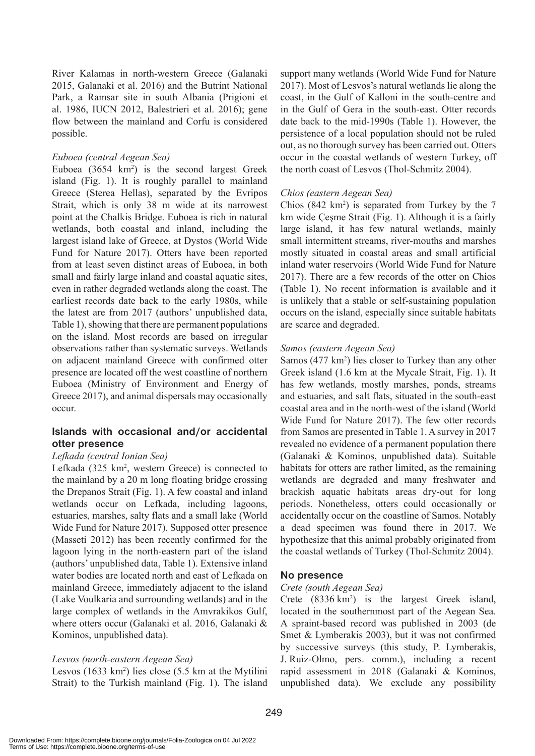River Kalamas in north-western Greece (Galanaki 2015, Galanaki et al. 2016) and the Butrint National Park, a Ramsar site in south Albania (Prigioni et al. 1986, IUCN 2012, Balestrieri et al. 2016); gene flow between the mainland and Corfu is considered possible.

*Euboea (central Aegean Sea)*

Euboea (3654 km$^2$) is the second largest Greek island (Fig. 1). It is roughly parallel to mainland Greece (Sterea Hellas), separated by the Evripos Strait, which is only 38 m wide at its narrowest point at the Chalkis Bridge. Euboea is rich in natural wetlands, both coastal and inland, including the largest island lake of Greece, at Dystos (World Wide Fund for Nature 2017). Otters have been reported from at least seven distinct areas of Euboea, in both small and fairly large inland and coastal aquatic sites, even in rather degraded wetlands along the coast. The earliest records date back to the early 1980s, while the latest are from 2017 (authors' unpublished data, Table 1), showing that there are permanent populations on the island. Most records are based on irregular observations rather than systematic surveys. Wetlands on adjacent mainland Greece with confirmed otter presence are located off the west coastline of northern Euboea (Ministry of Environment and Energy of Greece 2017), and animal dispersals may occasionally occur.

## Islands with occasional and/or accidental otter presence

*Lefkada (central Ionian Sea)*

Lefkada (325 km$^2$, western Greece) is connected to the mainland by a 20 m long floating bridge crossing the Drepanos Strait (Fig. 1). A few coastal and inland wetlands occur on Lefkada, including lagoons, estuaries, marshes, salty flats and a small lake (World Wide Fund for Nature 2017). Supposed otter presence (Masseti 2012) has been recently confirmed for the lagoon lying in the north-eastern part of the island (authors' unpublished data, Table 1). Extensive inland water bodies are located north and east of Lefkada on mainland Greece, immediately adjacent to the island (Lake Voulkaria and surrounding wetlands) and in the large complex of wetlands in the Amvrakikos Gulf, where otters occur (Galanaki et al. 2016, Galanaki & Kominos, unpublished data).

*Lesvos (north-eastern Aegean Sea)*

Lesvos (1633 km$^2$) lies close (5.5 km at the Mytilini Strait) to the Turkish mainland (Fig. 1). The island support many wetlands (World Wide Fund for Nature 2017). Most of Lesvos's natural wetlands lie along the coast, in the Gulf of Kalloni in the south-centre and in the Gulf of Gera in the south-east. Otter records date back to the mid-1990s (Table 1). However, the persistence of a local population should not be ruled out, as no thorough survey has been carried out. Otters occur in the coastal wetlands of western Turkey, off the north coast of Lesvos (Thol-Schmitz 2004).

*Chios (eastern Aegean Sea)*

Chios (842 km$^2$) is separated from Turkey by the 7 km wide Çeşme Strait (Fig. 1). Although it is a fairly large island, it has few natural wetlands, mainly small intermittent streams, river-mouths and marshes mostly situated in coastal areas and small artificial inland water reservoirs (World Wide Fund for Nature 2017). There are a few records of the otter on Chios (Table 1). No recent information is available and it is unlikely that a stable or self-sustaining population occurs on the island, especially since suitable habitats are scarce and degraded.

*Samos (eastern Aegean Sea)*

Samos (477 km$^2$) lies closer to Turkey than any other Greek island (1.6 km at the Mycale Strait, Fig. 1). It has few wetlands, mostly marshes, ponds, streams and estuaries, and salt flats, situated in the south-east coastal area and in the north-west of the island (World Wide Fund for Nature 2017). The few otter records from Samos are presented in Table 1. A survey in 2017 revealed no evidence of a permanent population there (Galanaki & Kominos, unpublished data). Suitable habitats for otters are rather limited, as the remaining wetlands are degraded and many freshwater and brackish aquatic habitats areas dry-out for long periods. Nonetheless, otters could occasionally or accidentally occur on the coastline of Samos. Notably a dead specimen was found there in 2017. We hypothesize that this animal probably originated from the coastal wetlands of Turkey (Thol-Schmitz 2004).

## No presence

*Crete (south Aegean Sea)*

Crete (8336 km$^2$) is the largest Greek island, located in the southernmost part of the Aegean Sea. A spraint-based record was published in 2003 (de Smet & Lymberakis 2003), but it was not confirmed by successive surveys (this study, P. Lymberakis, J. Ruiz-Olmo, pers. comm.), including a recent rapid assessment in 2018 (Galanaki & Kominos, unpublished data). We exclude any possibility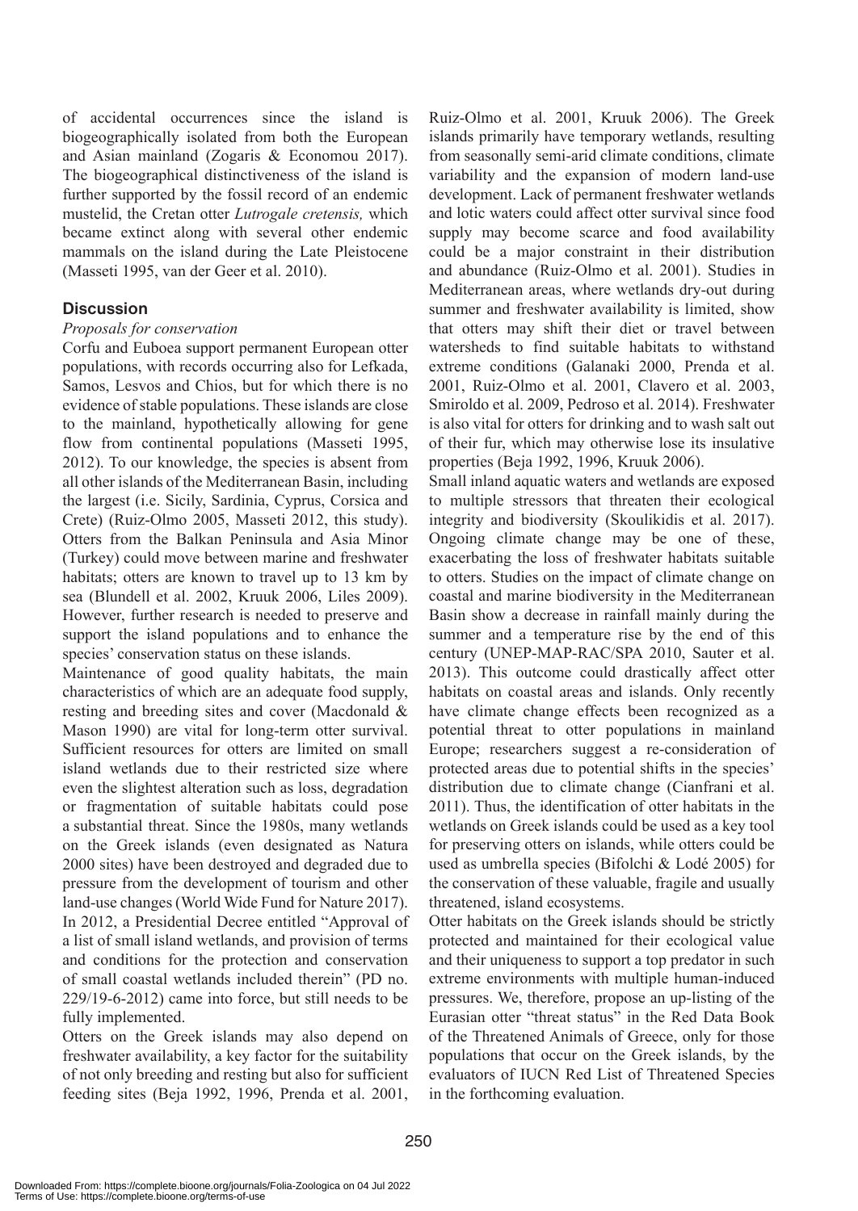of accidental occurrences since the island is biogeographically isolated from both the European and Asian mainland (Zogaris & Economou 2017). The biogeographical distinctiveness of the island is further supported by the fossil record of an endemic mustelid, the Cretan otter *Lutrogale cretensis,* which became extinct along with several other endemic mammals on the island during the Late Pleistocene (Masseti 1995, van der Geer et al. 2010).

## Discussion

### *Proposals for conservation*

Corfu and Euboea support permanent European otter populations, with records occurring also for Lefkada, Samos, Lesvos and Chios, but for which there is no evidence of stable populations. These islands are close to the mainland, hypothetically allowing for gene flow from continental populations (Masseti 1995, 2012). To our knowledge, the species is absent from all other islands of the Mediterranean Basin, including the largest (i.e. Sicily, Sardinia, Cyprus, Corsica and Crete) (Ruiz-Olmo 2005, Masseti 2012, this study). Otters from the Balkan Peninsula and Asia Minor (Turkey) could move between marine and freshwater habitats; otters are known to travel up to 13 km by sea (Blundell et al. 2002, Kruuk 2006, Liles 2009). However, further research is needed to preserve and support the island populations and to enhance the species' conservation status on these islands.

Maintenance of good quality habitats, the main characteristics of which are an adequate food supply, resting and breeding sites and cover (Macdonald & Mason 1990) are vital for long-term otter survival. Sufficient resources for otters are limited on small island wetlands due to their restricted size where even the slightest alteration such as loss, degradation or fragmentation of suitable habitats could pose a substantial threat. Since the 1980s, many wetlands on the Greek islands (even designated as Natura 2000 sites) have been destroyed and degraded due to pressure from the development of tourism and other land-use changes (World Wide Fund for Nature 2017). In 2012, a Presidential Decree entitled "Approval of a list of small island wetlands, and provision of terms and conditions for the protection and conservation of small coastal wetlands included therein" (PD no. 229/19-6-2012) came into force, but still needs to be fully implemented.

Otters on the Greek islands may also depend on freshwater availability, a key factor for the suitability of not only breeding and resting but also for sufficient feeding sites (Beja 1992, 1996, Prenda et al. 2001, Ruiz-Olmo et al. 2001, Kruuk 2006). The Greek islands primarily have temporary wetlands, resulting from seasonally semi-arid climate conditions, climate variability and the expansion of modern land-use development. Lack of permanent freshwater wetlands and lotic waters could affect otter survival since food supply may become scarce and food availability could be a major constraint in their distribution and abundance (Ruiz-Olmo et al. 2001). Studies in Mediterranean areas, where wetlands dry-out during summer and freshwater availability is limited, show that otters may shift their diet or travel between watersheds to find suitable habitats to withstand extreme conditions (Galanaki 2000, Prenda et al. 2001, Ruiz-Olmo et al. 2001, Clavero et al. 2003, Smiroldo et al. 2009, Pedroso et al. 2014). Freshwater is also vital for otters for drinking and to wash salt out of their fur, which may otherwise lose its insulative properties (Beja 1992, 1996, Kruuk 2006).

Small inland aquatic waters and wetlands are exposed to multiple stressors that threaten their ecological integrity and biodiversity (Skoulikidis et al. 2017). Ongoing climate change may be one of these, exacerbating the loss of freshwater habitats suitable to otters. Studies on the impact of climate change on coastal and marine biodiversity in the Mediterranean Basin show a decrease in rainfall mainly during the summer and a temperature rise by the end of this century (UNEP-MAP-RAC/SPA 2010, Sauter et al. 2013). This outcome could drastically affect otter habitats on coastal areas and islands. Only recently have climate change effects been recognized as a potential threat to otter populations in mainland Europe; researchers suggest a re-consideration of protected areas due to potential shifts in the species' distribution due to climate change (Cianfrani et al. 2011). Thus, the identification of otter habitats in the wetlands on Greek islands could be used as a key tool for preserving otters on islands, while otters could be used as umbrella species (Bifolchi & Lodé 2005) for the conservation of these valuable, fragile and usually threatened, island ecosystems.

Otter habitats on the Greek islands should be strictly protected and maintained for their ecological value and their uniqueness to support a top predator in such extreme environments with multiple human-induced pressures. We, therefore, propose an up-listing of the Eurasian otter "threat status" in the Red Data Book of the Threatened Animals of Greece, only for those populations that occur on the Greek islands, by the evaluators of IUCN Red List of Threatened Species in the forthcoming evaluation.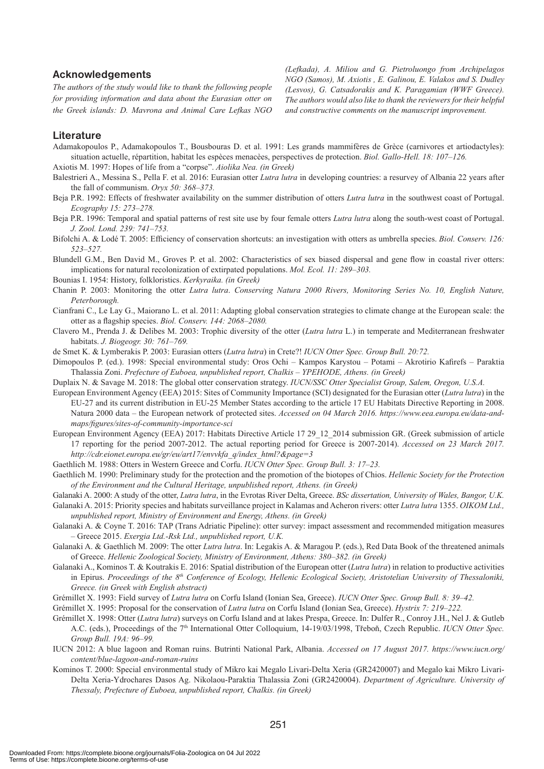## Acknowledgements

*The authors of the study would like to thank the following people for providing information and data about the Eurasian otter on the Greek islands: D. Mavrona and Animal Care Lefkas NGO (Lefkada), A. Miliou and G. Pietroluongo from Archipelagos NGO (Samos), M. Axiotis , E. Galinou, E. Valakos and S. Dudley (Lesvos), G. Catsadorakis and K. Paragamian (WWF Greece). The authors would also like to thank the reviewers for their helpful and constructive comments on the manuscript improvement.*

## Literature

Adamakopoulos P., Adamakopoulos T., Bousbouras D. et al. 1991: Les grands mammifères de Grèce (carnivores et artiodactyles): situation actuelle, répartition, habitat les espèces menacèes, perspectives de protection. *Biol. Gallo-Hell. 18: 107–126.*

Axiotis M. 1997: Hopes of life from a "corpse". *Aiolika Nea. (in Greek)*

Balestrieri A., Messina S., Pella F. et al. 2016: Eurasian otter *Lutra lutra* in developing countries: a resurvey of Albania 22 years after the fall of communism. *Oryx 50: 368–373.*

Beja P.R. 1992: Effects of freshwater availability on the summer distribution of otters *Lutra lutra* in the southwest coast of Portugal. *Ecography 15: 273–278.*

Beja P.R. 1996: Temporal and spatial patterns of rest site use by four female otters *Lutra lutra* along the south-west coast of Portugal. *J. Zool. Lond. 239: 741–753.*

Bifolchi A. & Lodé T. 2005: Efficiency of conservation shortcuts: an investigation with otters as umbrella species. *Biol. Conserv. 126: 523–527.*

Blundell G.M., Ben David M., Groves P. et al. 2002: Characteristics of sex biased dispersal and gene flow in coastal river otters: implications for natural recolonization of extirpated populations. *Mol. Ecol. 11: 289–303.*

Bounias I. 1954: History, folkloristics. *Kerkyraika. (in Greek)*

Chanin P. 2003: Monitoring the otter *Lutra lutra*. *Conserving Natura 2000 Rivers, Monitoring Series No. 10, English Nature, Peterborough.*

Cianfrani C., Le Lay G., Maiorano L. et al. 2011: Adapting global conservation strategies to climate change at the European scale: the otter as a flagship species. *Biol. Conserv. 144: 2068–2080.*

Clavero M., Prenda J. & Delibes M. 2003: Trophic diversity of the otter (*Lutra lutra* L.) in temperate and Mediterranean freshwater habitats. *J. Biogeogr. 30: 761–769.*

de Smet K. & Lymberakis P. 2003: Eurasian otters (*Lutra lutra*) in Crete?! *IUCN Otter Spec. Group Bull. 20:72.*

Dimopoulos P. (ed.). 1998: Special environmental study: Oros Ochi – Kampos Karystou – Potami – Akrotirio Kafirefs – Paraktia Thalassia Zoni. *Prefecture of Euboea, unpublished report, Chalkis – YPEHODE, Athens. (in Greek)*

Duplaix N. & Savage M. 2018: The global otter conservation strategy. *IUCN/SSC Otter Specialist Group, Salem, Oregon, U.S.A.*

European Environment Agency (EEA) 2015: Sites of Community Importance (SCI) designated for the Eurasian otter (*Lutra lutra*) in the EU-27 and its current distribution in EU-25 Member States according to the article 17 EU Habitats Directive Reporting in 2008. Natura 2000 data – the European network of protected sites. *Accessed on 04 March 2016. https://www.eea.europa.eu/data-and-maps/figures/sites-of-community-importance-sci*

European Environment Agency (EEA) 2017: Habitats Directive Article 17 29_12_2014 submission GR. (Greek submission of article 17 reporting for the period 2007-2012. The actual reporting period for Greece is 2007-2014). *Accessed on 23 March 2017. http://cdr.eionet.europa.eu/gr/eu/art17/envvkfa_q/index_html?&page=3*

Gaethlich M. 1988: Otters in Western Greece and Corfu. *IUCN Otter Spec. Group Bull. 3: 17–23.*

Gaethlich M. 1990: Preliminary study for the protection and the promotion of the biotopes of Chios. *Hellenic Society for the Protection of the Environment and the Cultural Heritage, unpublished report, Athens. (in Greek)*

Galanaki A. 2000: A study of the otter, *Lutra lutra*, in the Evrotas River Delta, Greece. *BSc dissertation, University of Wales, Bangor, U.K.*

Galanaki A. 2015: Priority species and habitats surveillance project in Kalamas and Acheron rivers: otter *Lutra lutra* 1355. *OIKOM Ltd., unpublished report, Ministry of Environment and Energy, Athens. (in Greek)*

Galanaki A. & Coyne T. 2016: TAP (Trans Adriatic Pipeline): otter survey: impact assessment and recommended mitigation measures – Greece 2015. *Exergia Ltd.-Rsk Ltd., unpublished report, U.K.*

Galanaki A. & Gaethlich M. 2009: The otter *Lutra lutra*. In: Legakis A. & Maragou P. (eds.), Red Data Book of the threatened animals of Greece. *Hellenic Zoological Society, Ministry of Environment, Athens: 380–382. (in Greek)*

Galanaki A., Kominos T. & Koutrakis E. 2016: Spatial distribution of the European otter (*Lutra lutra*) in relation to productive activities in Epirus. *Proceedings of the 8th Conference of Ecology, Hellenic Ecological Society, Aristotelian University of Thessaloniki, Greece. (in Greek with English abstract)*

Grémillet X. 1993: Field survey of *Lutra lutra* on Corfu Island (Ionian Sea, Greece). *IUCN Otter Spec. Group Bull. 8: 39–42.*

Grémillet X. 1995: Proposal for the conservation of *Lutra lutra* on Corfu Island (Ionian Sea, Greece). *Hystrix 7: 219–222.*

Grémillet X. 1998: Otter (*Lutra lutra*) surveys on Corfu Island and at lakes Prespa, Greece. In: Dulfer R., Conroy J.H., Nel J. & Gutleb A.C. (eds.), Proceedings of the 7th International Otter Colloquium, 14-19/03/1998, Třeboň, Czech Republic. *IUCN Otter Spec. Group Bull. 19A: 96–99.*

IUCN 2012: A blue lagoon and Roman ruins. Butrinti National Park, Albania. *Accessed on 17 August 2017. https://www.iucn.org/content/blue-lagoon-and-roman-ruins*

Kominos T. 2000: Special environmental study of Mikro kai Megalo Livari-Delta Xeria (GR2420007) and Megalo kai Mikro Livari-Delta Xeria-Ydrochares Dasos Ag. Nikolaou-Paraktia Thalassia Zoni (GR2420004). *Department of Agriculture. University of Thessaly, Prefecture of Euboea, unpublished report, Chalkis. (in Greek)*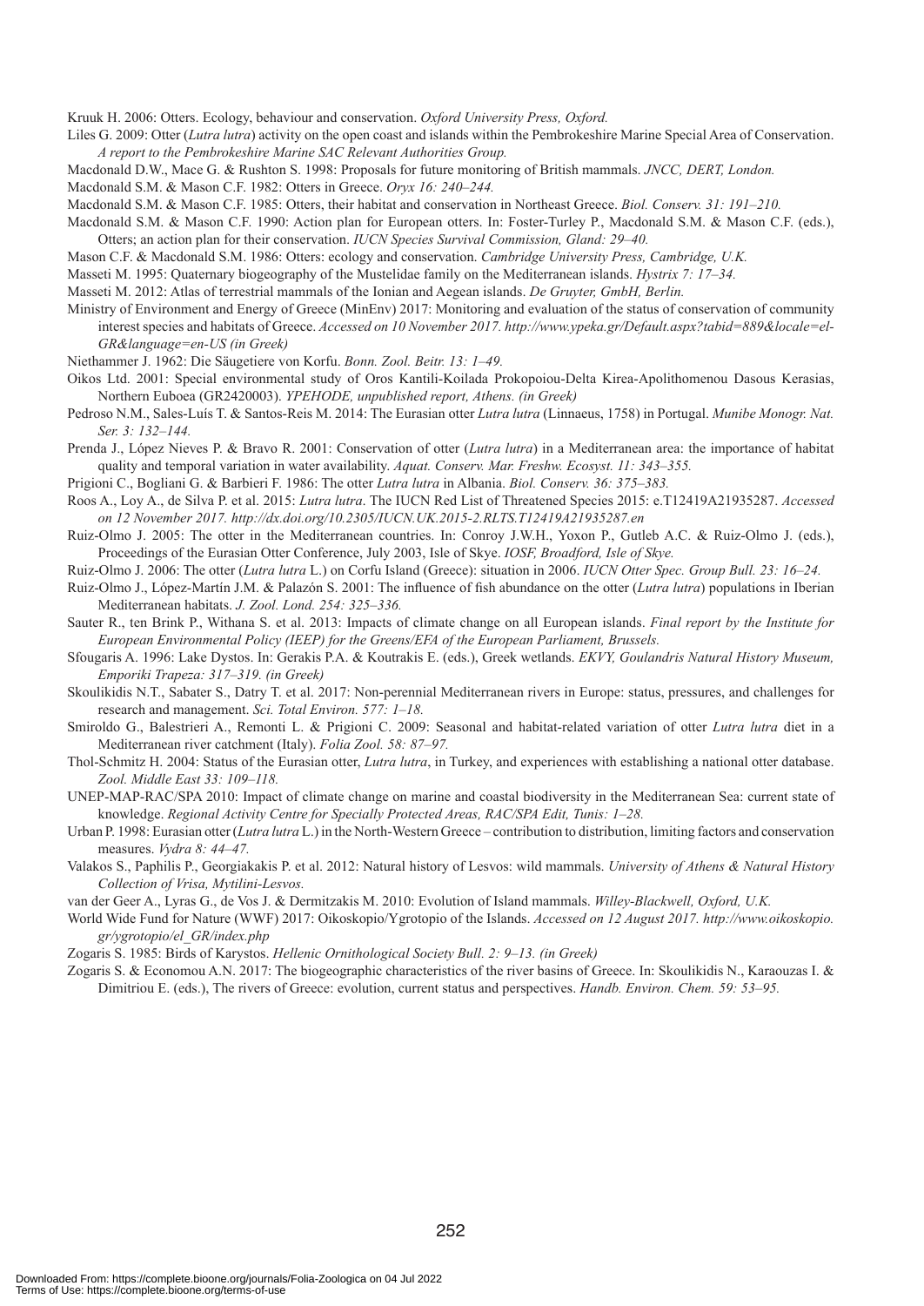Kruuk H. 2006: Otters. Ecology, behaviour and conservation. *Oxford University Press, Oxford.*

Liles G. 2009: Otter (*Lutra lutra*) activity on the open coast and islands within the Pembrokeshire Marine Special Area of Conservation. *A report to the Pembrokeshire Marine SAC Relevant Authorities Group.*

Macdonald D.W., Mace G. & Rushton S. 1998: Proposals for future monitoring of British mammals. *JNCC, DERT, London.*

Macdonald S.M. & Mason C.F. 1982: Otters in Greece. *Oryx 16: 240–244.*

Macdonald S.M. & Mason C.F. 1985: Otters, their habitat and conservation in Northeast Greece. *Biol. Conserv. 31: 191–210.*

Macdonald S.M. & Mason C.F. 1990: Action plan for European otters. In: Foster-Turley P., Macdonald S.M. & Mason C.F. (eds.), Otters; an action plan for their conservation. *IUCN Species Survival Commission, Gland: 29–40.*

Mason C.F. & Macdonald S.M. 1986: Otters: ecology and conservation. *Cambridge University Press, Cambridge, U.K.*

Masseti M. 1995: Quaternary biogeography of the Mustelidae family on the Mediterranean islands. *Hystrix 7: 17–34.*

Masseti M. 2012: Atlas of terrestrial mammals of the Ionian and Aegean islands. *De Gruyter, GmbH, Berlin.*

Ministry of Environment and Energy of Greece (MinEnv) 2017: Monitoring and evaluation of the status of conservation of community interest species and habitats of Greece. *Accessed on 10 November 2017. http://www.ypeka.gr/Default.aspx?tabid=889&locale=el-GR&language=en-US (in Greek)*

Niethammer J. 1962: Die Säugetiere von Korfu. *Bonn. Zool. Beitr. 13: 1–49.*

Oikos Ltd. 2001: Special environmental study of Oros Kantili-Koilada Prokopoiou-Delta Kirea-Apolithomenou Dasous Kerasias, Northern Euboea (GR2420003). *YPEHODE, unpublished report, Athens. (in Greek)*

Pedroso N.M., Sales-Luís T. & Santos-Reis M. 2014: The Eurasian otter *Lutra lutra* (Linnaeus, 1758) in Portugal. *Munibe Monogr. Nat. Ser. 3: 132–144.*

Prenda J., López Nieves P. & Bravo R. 2001: Conservation of otter (*Lutra lutra*) in a Mediterranean area: the importance of habitat quality and temporal variation in water availability. *Aquat. Conserv. Mar. Freshw. Ecosyst. 11: 343–355.*

Prigioni C., Bogliani G. & Barbieri F. 1986: The otter *Lutra lutra* in Albania. *Biol. Conserv. 36: 375–383.*

Roos A., Loy A., de Silva P. et al. 2015: *Lutra lutra*. The IUCN Red List of Threatened Species 2015: e.T12419A21935287. *Accessed on 12 November 2017. http://dx.doi.org/10.2305/IUCN.UK.2015-2.RLTS.T12419A21935287.en*

Ruiz-Olmo J. 2005: The otter in the Mediterranean countries. In: Conroy J.W.H., Yoxon P., Gutleb A.C. & Ruiz-Olmo J. (eds.), Proceedings of the Eurasian Otter Conference, July 2003, Isle of Skye. *IOSF, Broadford, Isle of Skye.*

Ruiz-Olmo J. 2006: The otter (*Lutra lutra* L.) on Corfu Island (Greece): situation in 2006. *IUCN Otter Spec. Group Bull. 23: 16–24.*

Ruiz-Olmo J., López-Martín J.M. & Palazón S. 2001: The influence of fish abundance on the otter (*Lutra lutra*) populations in Iberian Mediterranean habitats. *J. Zool. Lond. 254: 325–336.*

Sauter R., ten Brink P., Withana S. et al. 2013: Impacts of climate change on all European islands. *Final report by the Institute for European Environmental Policy (IEEP) for the Greens/EFA of the European Parliament, Brussels.*

Sfougaris A. 1996: Lake Dystos. In: Gerakis P.A. & Koutrakis E. (eds.), Greek wetlands. *EKVY, Goulandris Natural History Museum, Emporiki Trapeza: 317–319. (in Greek)*

Skoulikidis N.T., Sabater S., Datry T. et al. 2017: Non-perennial Mediterranean rivers in Europe: status, pressures, and challenges for research and management. *Sci. Total Environ. 577: 1–18.*

Smiroldo G., Balestrieri A., Remonti L. & Prigioni C. 2009: Seasonal and habitat-related variation of otter *Lutra lutra* diet in a Mediterranean river catchment (Italy). *Folia Zool. 58: 87–97.*

Thol-Schmitz H. 2004: Status of the Eurasian otter, *Lutra lutra*, in Turkey, and experiences with establishing a national otter database. *Zool. Middle East 33: 109–118.*

UNEP-MAP-RAC/SPA 2010: Impact of climate change on marine and coastal biodiversity in the Mediterranean Sea: current state of knowledge. *Regional Activity Centre for Specially Protected Areas, RAC/SPA Edit, Tunis: 1–28.*

Urban P. 1998: Eurasian otter (*Lutra lutra* L.) in the North-Western Greece – contribution to distribution, limiting factors and conservation measures. *Vydra 8: 44–47.*

Valakos S., Paphilis P., Georgiakakis P. et al. 2012: Natural history of Lesvos: wild mammals. *University of Athens & Natural History Collection of Vrisa, Mytilini-Lesvos.*

van der Geer A., Lyras G., de Vos J. & Dermitzakis M. 2010: Evolution of Island mammals. *Willey-Blackwell, Oxford, U.K.*

World Wide Fund for Nature (WWF) 2017: Oikoskopio/Ygrotopio of the Islands. *Accessed on 12 August 2017. http://www.oikoskopio.gr/ygrotopio/el_GR/index.php*

Zogaris S. 1985: Birds of Karystos. *Hellenic Ornithological Society Bull. 2: 9–13. (in Greek)*

Zogaris S. & Economou A.N. 2017: The biogeographic characteristics of the river basins of Greece. In: Skoulikidis N., Karaouzas I. & Dimitriou E. (eds.), The rivers of Greece: evolution, current status and perspectives. *Handb. Environ. Chem. 59: 53–95.*